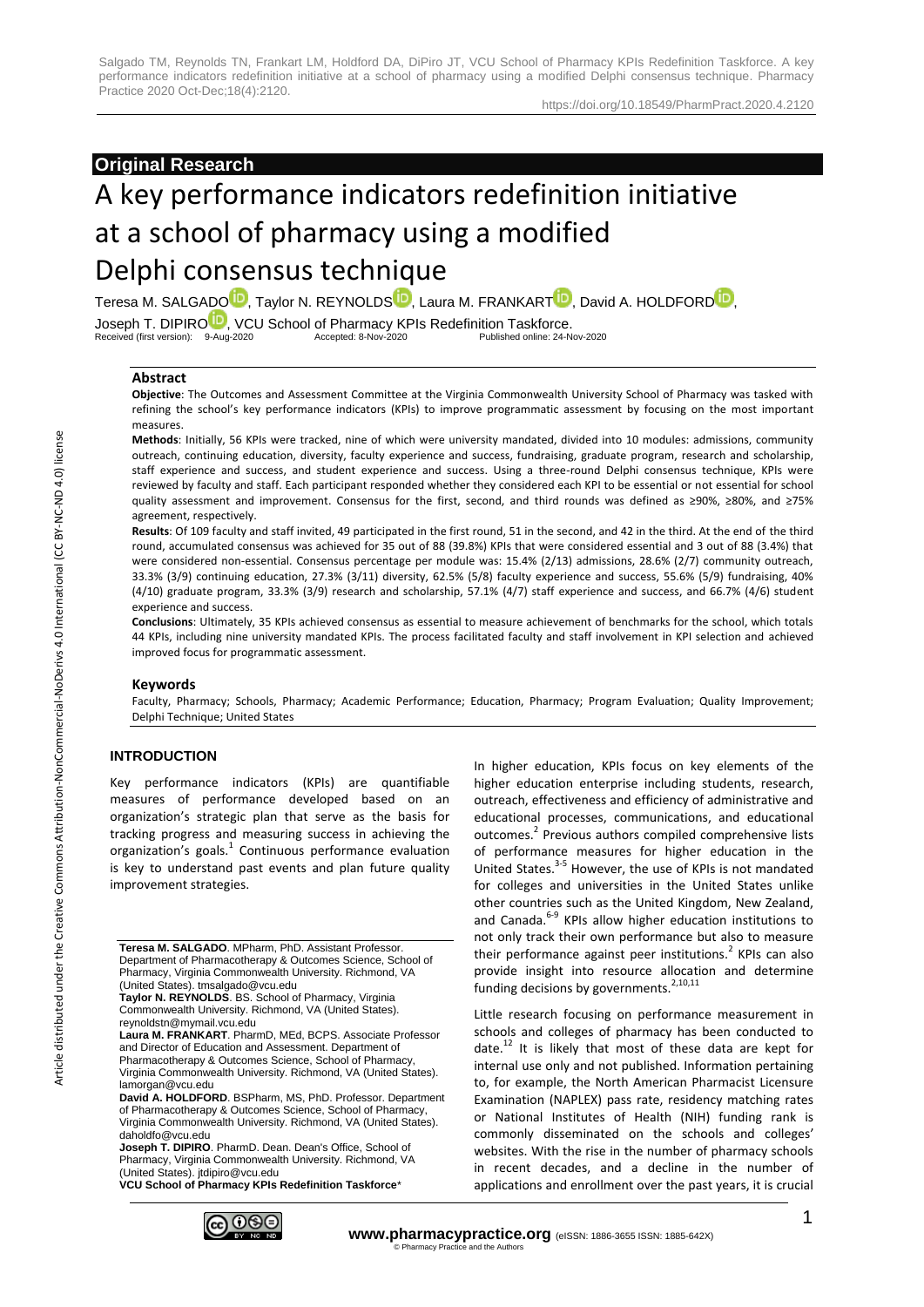**Original Research**

# A key performance indicators redefinition initiative at a school of pharmacy using a modified Delphi consensus technique

Teresa M. SALGADO, Taylor N. REYNOLDS, Laura M. FRANKART, David A. HOLDFORD, Joseph T. DIPIRO, VCU School of Pharmacy KPIs Redefinition Taskforce.

Received (first version): 9-Aug-2020 Accepted: 8-Nov-2020 Published online: 24-Nov-2020

## Abstract

**Objective**: The Outcomes and Assessment Committee at the Virginia Commonwealth University School of Pharmacy was tasked with refining the school's key performance indicators (KPIs) to improve programmatic assessment by focusing on the most important measures.

**Methods**: Initially, 56 KPIs were tracked, nine of which were university mandated, divided into 10 modules: admissions, community outreach, continuing education, diversity, faculty experience and success, fundraising, graduate program, research and scholarship, staff experience and success, and student experience and success. Using a three-round Delphi consensus technique, KPIs were reviewed by faculty and staff. Each participant responded whether they considered each KPI to be essential or not essential for school quality assessment and improvement. Consensus for the first, second, and third rounds was defined as ≥90%, ≥80%, and ≥75% agreement, respectively.

**Results**: Of 109 faculty and staff invited, 49 participated in the first round, 51 in the second, and 42 in the third. At the end of the third round, accumulated consensus was achieved for 35 out of 88 (39.8%) KPIs that were considered essential and 3 out of 88 (3.4%) that were considered non-essential. Consensus percentage per module was: 15.4% (2/13) admissions, 28.6% (2/7) community outreach, 33.3% (3/9) continuing education, 27.3% (3/11) diversity, 62.5% (5/8) faculty experience and success, 55.6% (5/9) fundraising, 40% (4/10) graduate program, 33.3% (3/9) research and scholarship, 57.1% (4/7) staff experience and success, and 66.7% (4/6) student experience and success.

**Conclusions**: Ultimately, 35 KPIs achieved consensus as essential to measure achievement of benchmarks for the school, which totals 44 KPIs, including nine university mandated KPIs. The process facilitated faculty and staff involvement in KPI selection and achieved improved focus for programmatic assessment.

### Keywords

Faculty, Pharmacy; Schools, Pharmacy; Academic Performance; Education, Pharmacy; Program Evaluation; Quality Improvement; Delphi Technique; United States

## INTRODUCTION

Key performance indicators (KPIs) are quantifiable measures of performance developed based on an organization's strategic plan that serve as the basis for tracking progress and measuring success in achieving the organization's goals.[1] Continuous performance evaluation is key to understand past events and plan future quality improvement strategies.

In higher education, KPIs focus on key elements of the higher education enterprise including students, research, outreach, effectiveness and efficiency of administrative and educational processes, communications, and educational outcomes.[2] Previous authors compiled comprehensive lists of performance measures for higher education in the United States.[3-5] However, the use of KPIs is not mandated for colleges and universities in the United States unlike other countries such as the United Kingdom, New Zealand, and Canada.[6-9] KPIs allow higher education institutions to not only track their own performance but also to measure their performance against peer institutions.[2] KPIs can also provide insight into resource allocation and determine funding decisions by governments.[2,10,11]

Little research focusing on performance measurement in schools and colleges of pharmacy has been conducted to date.[12] It is likely that most of these data are kept for internal use only and not published. Information pertaining to, for example, the North American Pharmacist Licensure Examination (NAPLEX) pass rate, residency matching rates or National Institutes of Health (NIH) funding rank is commonly disseminated on the schools and colleges' websites. With the rise in the number of pharmacy schools in recent decades, and a decline in the number of applications and enrollment over the past years, it is crucial

---

**Teresa M. SALGADO**. MPharm, PhD. Assistant Professor. Department of Pharmacotherapy & Outcomes Science, School of Pharmacy, Virginia Commonwealth University. Richmond, VA (United States). tmsalgado@vcu.edu

**Taylor N. REYNOLDS**. BS. School of Pharmacy, Virginia Commonwealth University. Richmond, VA (United States). reynoldstn@mymail.vcu.edu

**Laura M. FRANKART**. PharmD, MEd, BCPS. Associate Professor and Director of Education and Assessment. Department of Pharmacotherapy & Outcomes Science, School of Pharmacy, Virginia Commonwealth University. Richmond, VA (United States). lamorgan@vcu.edu

**David A. HOLDFORD**. BSPharm, MS, PhD. Professor. Department of Pharmacotherapy & Outcomes Science, School of Pharmacy, Virginia Commonwealth University. Richmond, VA (United States). daholdfo@vcu.edu

**Joseph T. DIPIRO**. PharmD. Dean. Dean's Office, School of Pharmacy, Virginia Commonwealth University. Richmond, VA (United States). jtdipiro@vcu.edu

**VCU School of Pharmacy KPIs Redefinition Taskforce***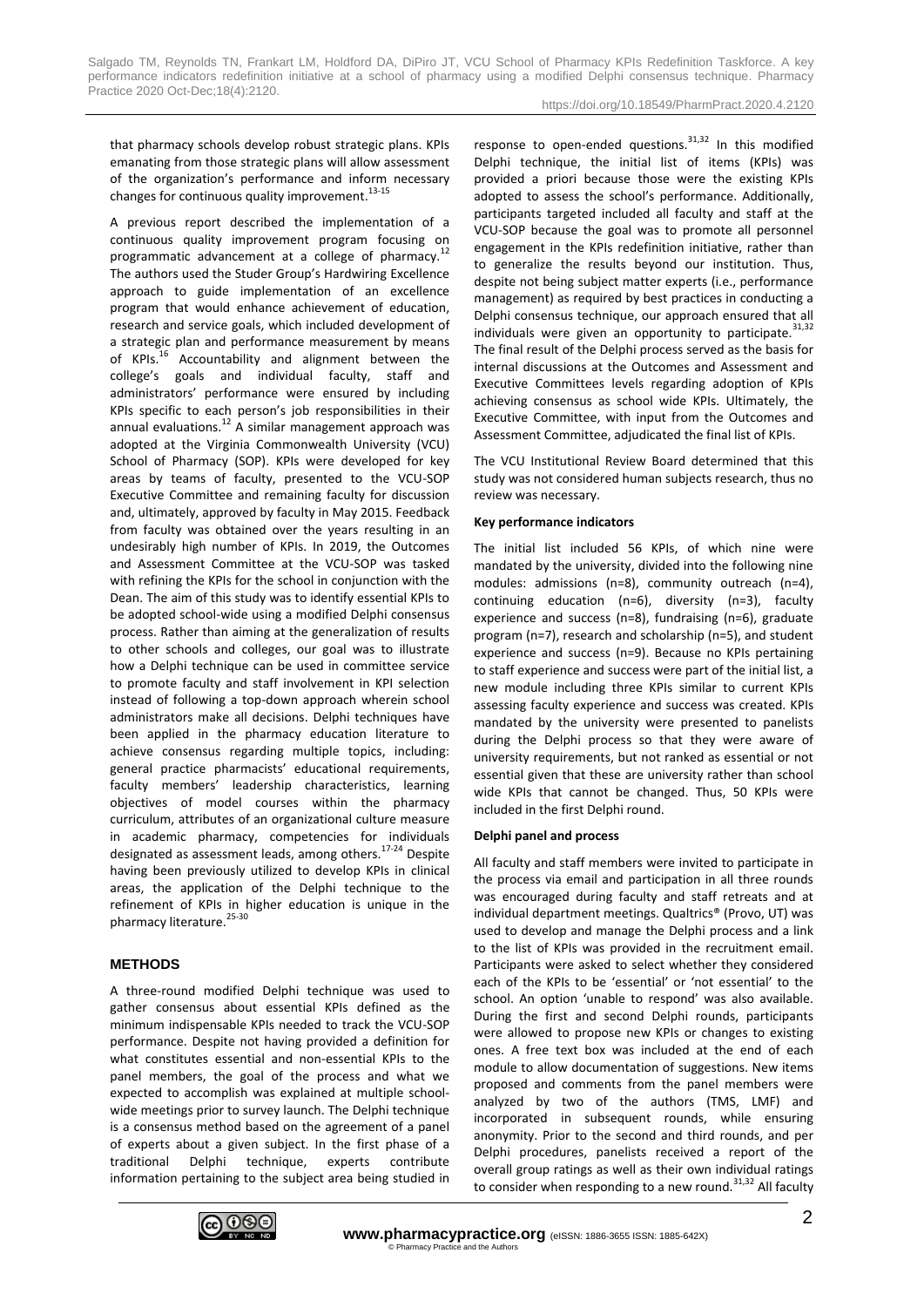that pharmacy schools develop robust strategic plans. KPIs emanating from those strategic plans will allow assessment of the organization's performance and inform necessary changes for continuous quality improvement.[13-15]

A previous report described the implementation of a continuous quality improvement program focusing on programmatic advancement at a college of pharmacy.[12] The authors used the Studer Group's Hardwiring Excellence approach to guide implementation of an excellence program that would enhance achievement of education, research and service goals, which included development of a strategic plan and performance measurement by means of KPIs.[16] Accountability and alignment between the college's goals and individual faculty, staff and administrators' performance were ensured by including KPIs specific to each person's job responsibilities in their annual evaluations.[12] A similar management approach was adopted at the Virginia Commonwealth University (VCU) School of Pharmacy (SOP). KPIs were developed for key areas by teams of faculty, presented to the VCU-SOP Executive Committee and remaining faculty for discussion and, ultimately, approved by faculty in May 2015. Feedback from faculty was obtained over the years resulting in an undesirably high number of KPIs. In 2019, the Outcomes and Assessment Committee at the VCU-SOP was tasked with refining the KPIs for the school in conjunction with the Dean. The aim of this study was to identify essential KPIs to be adopted school-wide using a modified Delphi consensus process. Rather than aiming at the generalization of results to other schools and colleges, our goal was to illustrate how a Delphi technique can be used in committee service to promote faculty and staff involvement in KPI selection instead of following a top-down approach wherein school administrators make all decisions. Delphi techniques have been applied in the pharmacy education literature to achieve consensus regarding multiple topics, including: general practice pharmacists' educational requirements, faculty members' leadership characteristics, learning objectives of model courses within the pharmacy curriculum, attributes of an organizational culture measure in academic pharmacy, competencies for individuals designated as assessment leads, among others.[17-24] Despite having been previously utilized to develop KPIs in clinical areas, the application of the Delphi technique to the refinement of KPIs in higher education is unique in the pharmacy literature.[25-30]

## METHODS

A three-round modified Delphi technique was used to gather consensus about essential KPIs defined as the minimum indispensable KPIs needed to track the VCU-SOP performance. Despite not having provided a definition for what constitutes essential and non-essential KPIs to the panel members, the goal of the process and what we expected to accomplish was explained at multiple school-wide meetings prior to survey launch. The Delphi technique is a consensus method based on the agreement of a panel of experts about a given subject. In the first phase of a traditional Delphi technique, experts contribute information pertaining to the subject area being studied in response to open-ended questions.[31,32] In this modified Delphi technique, the initial list of items (KPIs) was provided a priori because those were the existing KPIs adopted to assess the school's performance. Additionally, participants targeted included all faculty and staff at the VCU-SOP because the goal was to promote all personnel engagement in the KPIs redefinition initiative, rather than to generalize the results beyond our institution. Thus, despite not being subject matter experts (i.e., performance management) as required by best practices in conducting a Delphi consensus technique, our approach ensured that all individuals were given an opportunity to participate.[31,32] The final result of the Delphi process served as the basis for internal discussions at the Outcomes and Assessment and Executive Committees levels regarding adoption of KPIs achieving consensus as school wide KPIs. Ultimately, the Executive Committee, with input from the Outcomes and Assessment Committee, adjudicated the final list of KPIs.

The VCU Institutional Review Board determined that this study was not considered human subjects research, thus no review was necessary.

### Key performance indicators

The initial list included 56 KPIs, of which nine were mandated by the university, divided into the following nine modules: admissions (n=8), community outreach (n=4), continuing education (n=6), diversity (n=3), faculty experience and success (n=8), fundraising (n=6), graduate program (n=7), research and scholarship (n=5), and student experience and success (n=9). Because no KPIs pertaining to staff experience and success were part of the initial list, a new module including three KPIs similar to current KPIs assessing faculty experience and success was created. KPIs mandated by the university were presented to panelists during the Delphi process so that they were aware of university requirements, but not ranked as essential or not essential given that these are university rather than school wide KPIs that cannot be changed. Thus, 50 KPIs were included in the first Delphi round.

### Delphi panel and process

All faculty and staff members were invited to participate in the process via email and participation in all three rounds was encouraged during faculty and staff retreats and at individual department meetings. Qualtrics® (Provo, UT) was used to develop and manage the Delphi process and a link to the list of KPIs was provided in the recruitment email. Participants were asked to select whether they considered each of the KPIs to be 'essential' or 'not essential' to the school. An option 'unable to respond' was also available. During the first and second Delphi rounds, participants were allowed to propose new KPIs or changes to existing ones. A free text box was included at the end of each module to allow documentation of suggestions. New items proposed and comments from the panel members were analyzed by two of the authors (TMS, LMF) and incorporated in subsequent rounds, while ensuring anonymity. Prior to the second and third rounds, and per Delphi procedures, panelists received a report of the overall group ratings as well as their own individual ratings to consider when responding to a new round.[31,32] All faculty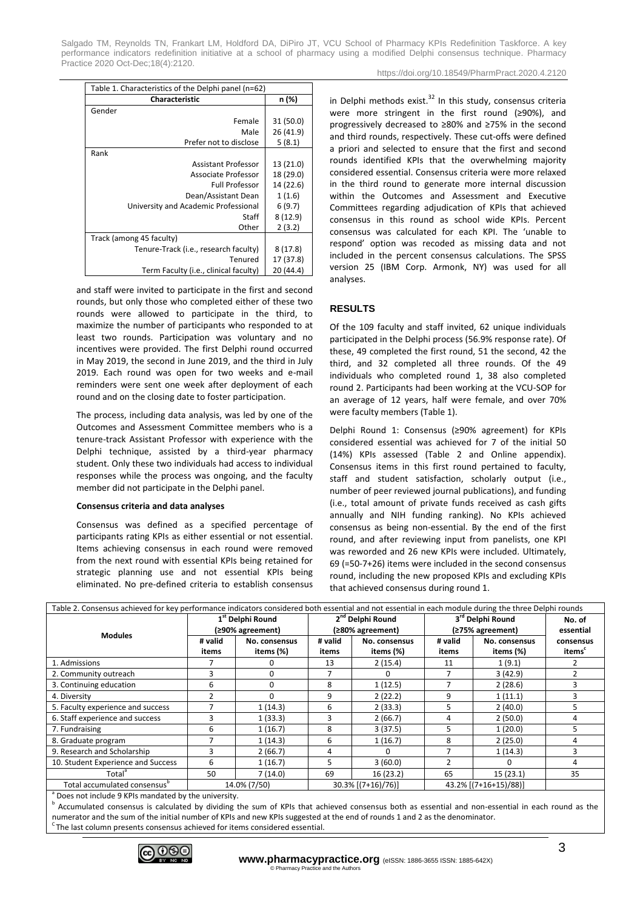Table 1. Characteristics of the Delphi panel (n=62)

| Characteristic | n (%) |
|---|---|
| Gender | |
| Female | 31 (50.0) |
| Male | 26 (41.9) |
| Prefer not to disclose | 5 (8.1) |
| Rank | |
| Assistant Professor | 13 (21.0) |
| Associate Professor | 18 (29.0) |
| Full Professor | 14 (22.6) |
| Dean/Assistant Dean | 1 (1.6) |
| University and Academic Professional | 6 (9.7) |
| Staff | 8 (12.9) |
| Other | 2 (3.2) |
| Track (among 45 faculty) | |
| Tenure-Track (i.e., research faculty) | 8 (17.8) |
| Tenured | 17 (37.8) |
| Term Faculty (i.e., clinical faculty) | 20 (44.4) |

and staff were invited to participate in the first and second rounds, but only those who completed either of these two rounds were allowed to participate in the third, to maximize the number of participants who responded to at least two rounds. Participation was voluntary and no incentives were provided. The first Delphi round occurred in May 2019, the second in June 2019, and the third in July 2019. Each round was open for two weeks and e-mail reminders were sent one week after deployment of each round and on the closing date to foster participation.

The process, including data analysis, was led by one of the Outcomes and Assessment Committee members who is a tenure-track Assistant Professor with experience with the Delphi technique, assisted by a third-year pharmacy student. Only these two individuals had access to individual responses while the process was ongoing, and the faculty member did not participate in the Delphi panel.

**Consensus criteria and data analyses**

Consensus was defined as a specified percentage of participants rating KPIs as either essential or not essential. Items achieving consensus in each round were removed from the next round with essential KPIs being retained for strategic planning use and not essential KPIs being eliminated. No pre-defined criteria to establish consensus in Delphi methods exist.[32] In this study, consensus criteria were more stringent in the first round (≥90%), and progressively decreased to ≥80% and ≥75% in the second and third rounds, respectively. These cut-offs were defined a priori and selected to ensure that the first and second rounds identified KPIs that the overwhelming majority considered essential. Consensus criteria were more relaxed in the third round to generate more internal discussion within the Outcomes and Assessment and Executive Committees regarding adjudication of KPIs that achieved consensus in this round as school wide KPIs. Percent consensus was calculated for each KPI. The 'unable to respond' option was recoded as missing data and not included in the percent consensus calculations. The SPSS version 25 (IBM Corp. Armonk, NY) was used for all analyses.

## RESULTS

Of the 109 faculty and staff invited, 62 unique individuals participated in the Delphi process (56.9% response rate). Of these, 49 completed the first round, 51 the second, 42 the third, and 32 completed all three rounds. Of the 49 individuals who completed round 1, 38 also completed round 2. Participants had been working at the VCU-SOP for an average of 12 years, half were female, and over 70% were faculty members (Table 1).

Delphi Round 1: Consensus (≥90% agreement) for KPIs considered essential was achieved for 7 of the initial 50 (14%) KPIs assessed (Table 2 and Online appendix). Consensus items in this first round pertained to faculty, staff and student satisfaction, scholarly output (i.e., number of peer reviewed journal publications), and funding (i.e., total amount of private funds received as cash gifts annually and NIH funding ranking). No KPIs achieved consensus as being non-essential. By the end of the first round, and after reviewing input from panelists, one KPI was reworded and 26 new KPIs were included. Ultimately, 69 (=50-7+26) items were included in the second consensus round, including the new proposed KPIs and excluding KPIs that achieved consensus during round 1.

Table 2. Consensus achieved for key performance indicators considered both essential and not essential in each module during the three Delphi rounds

| Modules | 1st Delphi Round (≥90% agreement) | | 2nd Delphi Round (≥80% agreement) | | 3rd Delphi Round (≥75% agreement) | | No. of essential consensus items[c] |
|---|---|---|---|---|---|---|---|
| | # valid items | No. consensus items (%) | # valid items | No. consensus items (%) | # valid items | No. consensus items (%) | |
| 1. Admissions | 7 | 0 | 13 | 2 (15.4) | 11 | 1 (9.1) | 2 |
| 2. Community outreach | 3 | 0 | 7 | 0 | 7 | 3 (42.9) | 2 |
| 3. Continuing education | 6 | 0 | 8 | 1 (12.5) | 7 | 2 (28.6) | 3 |
| 4. Diversity | 2 | 0 | 9 | 2 (22.2) | 9 | 1 (11.1) | 3 |
| 5. Faculty experience and success | 7 | 1 (14.3) | 6 | 2 (33.3) | 5 | 2 (40.0) | 5 |
| 6. Staff experience and success | 3 | 1 (33.3) | 3 | 2 (66.7) | 4 | 2 (50.0) | 4 |
| 7. Fundraising | 6 | 1 (16.7) | 8 | 3 (37.5) | 5 | 1 (20.0) | 5 |
| 8. Graduate program | 7 | 1 (14.3) | 6 | 1 (16.7) | 8 | 2 (25.0) | 4 |
| 9. Research and Scholarship | 3 | 2 (66.7) | 4 | 0 | 7 | 1 (14.3) | 3 |
| 10. Student Experience and Success | 6 | 1 (16.7) | 5 | 3 (60.0) | 2 | 0 | 4 |
| Total[a] | 50 | 7 (14.0) | 69 | 16 (23.2) | 65 | 15 (23.1) | 35 |
| Total accumulated consensus[b] | 14.0% (7/50) | | 30.3% [(7+16)/76)] | | 43.2% [(7+16+15)/88)] | | |

[a] Does not include 9 KPIs mandated by the university.
[b] Accumulated consensus is calculated by dividing the sum of KPIs that achieved consensus both as essential and non-essential in each round as the numerator and the sum of the initial number of KPIs and new KPIs suggested at the end of rounds 1 and 2 as the denominator.
[c] The last column presents consensus achieved for items considered essential.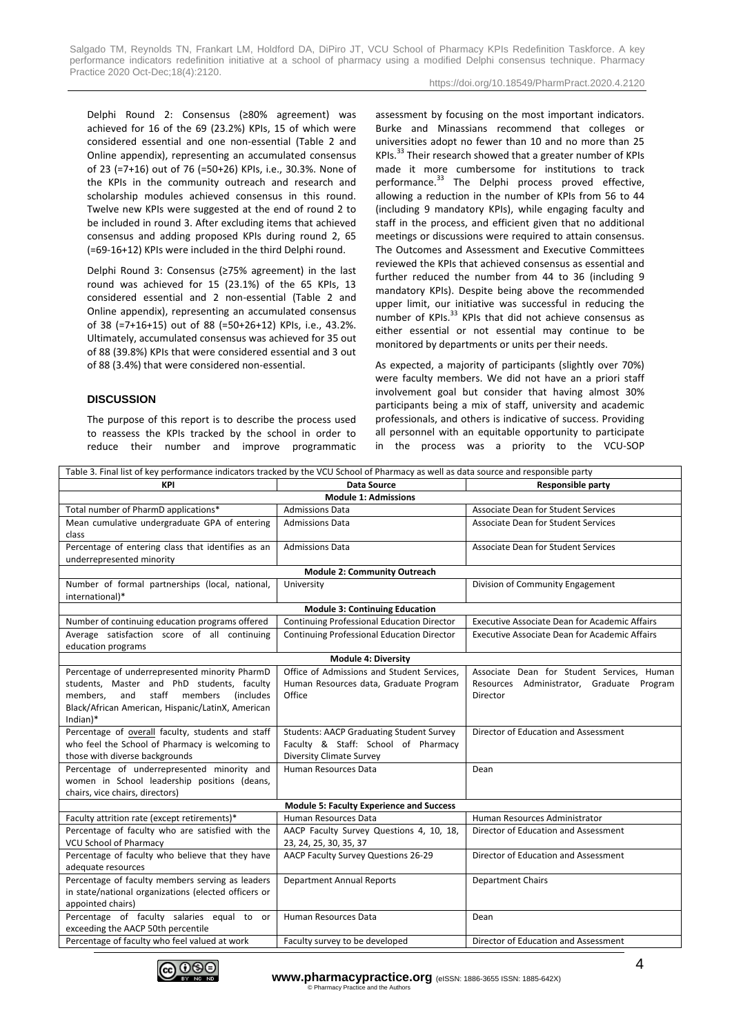Delphi Round 2: Consensus (≥80% agreement) was achieved for 16 of the 69 (23.2%) KPIs, 15 of which were considered essential and one non-essential (Table 2 and Online appendix), representing an accumulated consensus of 23 (=7+16) out of 76 (=50+26) KPIs, i.e., 30.3%. None of the KPIs in the community outreach and research and scholarship modules achieved consensus in this round. Twelve new KPIs were suggested at the end of round 2 to be included in round 3. After excluding items that achieved consensus and adding proposed KPIs during round 2, 65 (=69-16+12) KPIs were included in the third Delphi round.

Delphi Round 3: Consensus (≥75% agreement) in the last round was achieved for 15 (23.1%) of the 65 KPIs, 13 considered essential and 2 non-essential (Table 2 and Online appendix), representing an accumulated consensus of 38 (=7+16+15) out of 88 (=50+26+12) KPIs, i.e., 43.2%. Ultimately, accumulated consensus was achieved for 35 out of 88 (39.8%) KPIs that were considered essential and 3 out of 88 (3.4%) that were considered non-essential.

## DISCUSSION

The purpose of this report is to describe the process used to reassess the KPIs tracked by the school in order to reduce their number and improve programmatic assessment by focusing on the most important indicators. Burke and Minassians recommend that colleges or universities adopt no fewer than 10 and no more than 25 KPIs.[33] Their research showed that a greater number of KPIs made it more cumbersome for institutions to track performance.[33] The Delphi process proved effective, allowing a reduction in the number of KPIs from 56 to 44 (including 9 mandatory KPIs), while engaging faculty and staff in the process, and efficient given that no additional meetings or discussions were required to attain consensus. The Outcomes and Assessment and Executive Committees reviewed the KPIs that achieved consensus as essential and further reduced the number from 44 to 36 (including 9 mandatory KPIs). Despite being above the recommended upper limit, our initiative was successful in reducing the number of KPIs.[33] KPIs that did not achieve consensus as either essential or not essential may continue to be monitored by departments or units per their needs.

As expected, a majority of participants (slightly over 70%) were faculty members. We did not have an a priori staff involvement goal but consider that having almost 30% participants being a mix of staff, university and academic professionals, and others is indicative of success. Providing all personnel with an equitable opportunity to participate in the process was a priority to the VCU-SOP

Table 3. Final list of key performance indicators tracked by the VCU School of Pharmacy as well as data source and responsible party

| KPI | Data Source | Responsible party |
|---|---|---|
| **Module 1: Admissions** | | |
| Total number of PharmD applications* | Admissions Data | Associate Dean for Student Services |
| Mean cumulative undergraduate GPA of entering class | Admissions Data | Associate Dean for Student Services |
| Percentage of entering class that identifies as an underrepresented minority | Admissions Data | Associate Dean for Student Services |
| **Module 2: Community Outreach** | | |
| Number of formal partnerships (local, national, international)* | University | Division of Community Engagement |
| **Module 3: Continuing Education** | | |
| Number of continuing education programs offered | Continuing Professional Education Director | Executive Associate Dean for Academic Affairs |
| Average satisfaction score of all continuing education programs | Continuing Professional Education Director | Executive Associate Dean for Academic Affairs |
| **Module 4: Diversity** | | |
| Percentage of underrepresented minority PharmD students, Master and PhD students, faculty members, and staff members (includes Black/African American, Hispanic/LatinX, American Indian)* | Office of Admissions and Student Services, Human Resources data, Graduate Program Office | Associate Dean for Student Services, Human Resources Administrator, Graduate Program Director |
| Percentage of overall faculty, students and staff who feel the School of Pharmacy is welcoming to those with diverse backgrounds | Students: AACP Graduating Student Survey Faculty & Staff: School of Pharmacy Diversity Climate Survey | Director of Education and Assessment |
| Percentage of underrepresented minority and women in School leadership positions (deans, chairs, vice chairs, directors) | Human Resources Data | Dean |
| **Module 5: Faculty Experience and Success** | | |
| Faculty attrition rate (except retirements)* | Human Resources Data | Human Resources Administrator |
| Percentage of faculty who are satisfied with the VCU School of Pharmacy | AACP Faculty Survey Questions 4, 10, 18, 23, 24, 25, 30, 35, 37 | Director of Education and Assessment |
| Percentage of faculty who believe that they have adequate resources | AACP Faculty Survey Questions 26-29 | Director of Education and Assessment |
| Percentage of faculty members serving as leaders in state/national organizations (elected officers or appointed chairs) | Department Annual Reports | Department Chairs |
| Percentage of faculty salaries equal to or exceeding the AACP 50th percentile | Human Resources Data | Dean |
| Percentage of faculty who feel valued at work | Faculty survey to be developed | Director of Education and Assessment |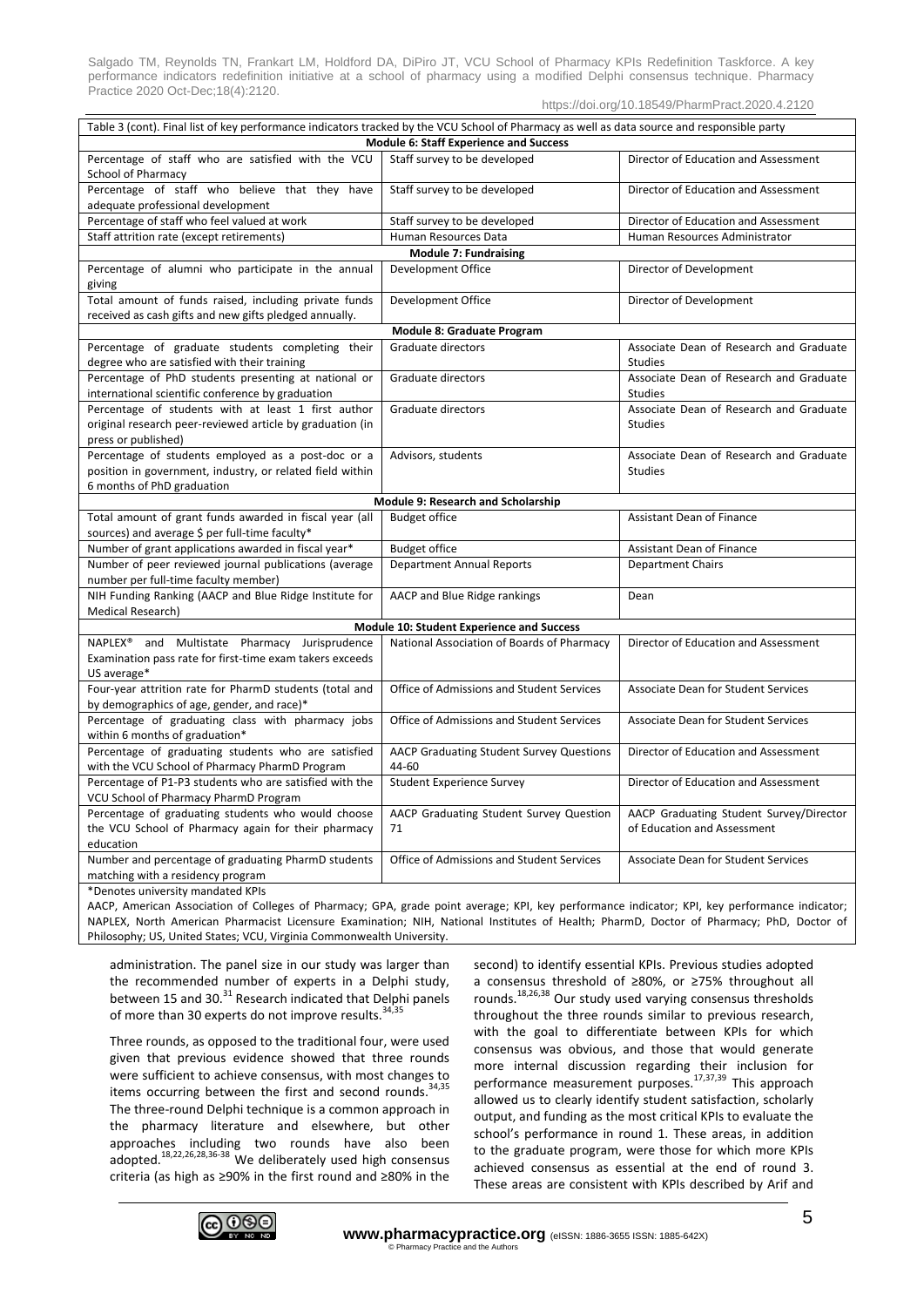Table 3 (cont). Final list of key performance indicators tracked by the VCU School of Pharmacy as well as data source and responsible party

| | | |
|---|---|---|
| **Module 6: Staff Experience and Success** | | |
| Percentage of staff who are satisfied with the VCU School of Pharmacy | Staff survey to be developed | Director of Education and Assessment |
| Percentage of staff who believe that they have adequate professional development | Staff survey to be developed | Director of Education and Assessment |
| Percentage of staff who feel valued at work | Staff survey to be developed | Director of Education and Assessment |
| Staff attrition rate (except retirements) | Human Resources Data | Human Resources Administrator |
| **Module 7: Fundraising** | | |
| Percentage of alumni who participate in the annual giving | Development Office | Director of Development |
| Total amount of funds raised, including private funds received as cash gifts and new gifts pledged annually. | Development Office | Director of Development |
| **Module 8: Graduate Program** | | |
| Percentage of graduate students completing their degree who are satisfied with their training | Graduate directors | Associate Dean of Research and Graduate Studies |
| Percentage of PhD students presenting at national or international scientific conference by graduation | Graduate directors | Associate Dean of Research and Graduate Studies |
| Percentage of students with at least 1 first author original research peer-reviewed article by graduation (in press or published) | Graduate directors | Associate Dean of Research and Graduate Studies |
| Percentage of students employed as a post-doc or a position in government, industry, or related field within 6 months of PhD graduation | Advisors, students | Associate Dean of Research and Graduate Studies |
| **Module 9: Research and Scholarship** | | |
| Total amount of grant funds awarded in fiscal year (all sources) and average $ per full-time faculty* | Budget office | Assistant Dean of Finance |
| Number of grant applications awarded in fiscal year* | Budget office | Assistant Dean of Finance |
| Number of peer reviewed journal publications (average number per full-time faculty member) | Department Annual Reports | Department Chairs |
| NIH Funding Ranking (AACP and Blue Ridge Institute for Medical Research) | AACP and Blue Ridge rankings | Dean |
| **Module 10: Student Experience and Success** | | |
| NAPLEX® and Multistate Pharmacy Jurisprudence Examination pass rate for first-time exam takers exceeds US average* | National Association of Boards of Pharmacy | Director of Education and Assessment |
| Four-year attrition rate for PharmD students (total and by demographics of age, gender, and race)* | Office of Admissions and Student Services | Associate Dean for Student Services |
| Percentage of graduating class with pharmacy jobs within 6 months of graduation* | Office of Admissions and Student Services | Associate Dean for Student Services |
| Percentage of graduating students who are satisfied with the VCU School of Pharmacy PharmD Program | AACP Graduating Student Survey Questions 44-60 | Director of Education and Assessment |
| Percentage of P1-P3 students who are satisfied with the VCU School of Pharmacy PharmD Program | Student Experience Survey | Director of Education and Assessment |
| Percentage of graduating students who would choose the VCU School of Pharmacy again for their pharmacy education | AACP Graduating Student Survey Question 71 | AACP Graduating Student Survey/Director of Education and Assessment |
| Number and percentage of graduating PharmD students matching with a residency program | Office of Admissions and Student Services | Associate Dean for Student Services |

*Denotes university mandated KPIs

AACP, American Association of Colleges of Pharmacy; GPA, grade point average; KPI, key performance indicator; KPI, key performance indicator; NAPLEX, North American Pharmacist Licensure Examination; NIH, National Institutes of Health; PharmD, Doctor of Pharmacy; PhD, Doctor of Philosophy; US, United States; VCU, Virginia Commonwealth University.

administration. The panel size in our study was larger than the recommended number of experts in a Delphi study, between 15 and 30.[31] Research indicated that Delphi panels of more than 30 experts do not improve results.[34,35]

Three rounds, as opposed to the traditional four, were used given that previous evidence showed that three rounds were sufficient to achieve consensus, with most changes to items occurring between the first and second rounds.[34,35] The three-round Delphi technique is a common approach in the pharmacy literature and elsewhere, but other approaches including two rounds have also been adopted.[18,22,26,28,36-38] We deliberately used high consensus criteria (as high as ≥90% in the first round and ≥80% in the second) to identify essential KPIs. Previous studies adopted a consensus threshold of ≥80%, or ≥75% throughout all rounds.[18,26,38] Our study used varying consensus thresholds throughout the three rounds similar to previous research, with the goal to differentiate between KPIs for which consensus was obvious, and those that would generate more internal discussion regarding their inclusion for performance measurement purposes.[17,37,39] This approach allowed us to clearly identify student satisfaction, scholarly output, and funding as the most critical KPIs to evaluate the school's performance in round 1. These areas, in addition to the graduate program, were those for which more KPIs achieved consensus as essential at the end of round 3. These areas are consistent with KPIs described by Arif and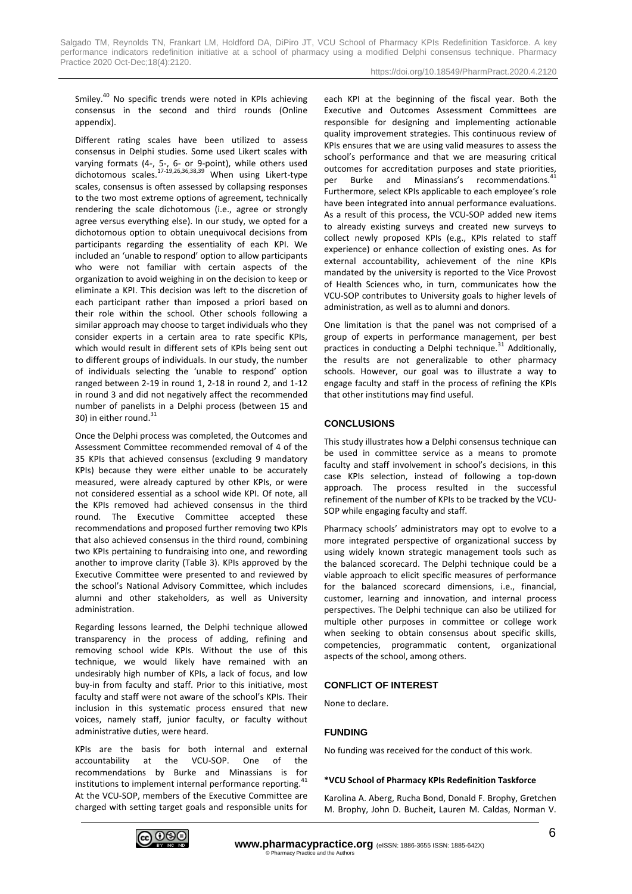Smiley.[40] No specific trends were noted in KPIs achieving consensus in the second and third rounds (Online appendix).

Different rating scales have been utilized to assess consensus in Delphi studies. Some used Likert scales with varying formats (4-, 5-, 6- or 9-point), while others used dichotomous scales.[17-19,26,36,38,39] When using Likert-type scales, consensus is often assessed by collapsing responses to the two most extreme options of agreement, technically rendering the scale dichotomous (i.e., agree or strongly agree versus everything else). In our study, we opted for a dichotomous option to obtain unequivocal decisions from participants regarding the essentiality of each KPI. We included an 'unable to respond' option to allow participants who were not familiar with certain aspects of the organization to avoid weighing in on the decision to keep or eliminate a KPI. This decision was left to the discretion of each participant rather than imposed a priori based on their role within the school. Other schools following a similar approach may choose to target individuals who they consider experts in a certain area to rate specific KPIs, which would result in different sets of KPIs being sent out to different groups of individuals. In our study, the number of individuals selecting the 'unable to respond' option ranged between 2-19 in round 1, 2-18 in round 2, and 1-12 in round 3 and did not negatively affect the recommended number of panelists in a Delphi process (between 15 and 30) in either round.[31]

Once the Delphi process was completed, the Outcomes and Assessment Committee recommended removal of 4 of the 35 KPIs that achieved consensus (excluding 9 mandatory KPIs) because they were either unable to be accurately measured, were already captured by other KPIs, or were not considered essential as a school wide KPI. Of note, all the KPIs removed had achieved consensus in the third round. The Executive Committee accepted these recommendations and proposed further removing two KPIs that also achieved consensus in the third round, combining two KPIs pertaining to fundraising into one, and rewording another to improve clarity (Table 3). KPIs approved by the Executive Committee were presented to and reviewed by the school's National Advisory Committee, which includes alumni and other stakeholders, as well as University administration.

Regarding lessons learned, the Delphi technique allowed transparency in the process of adding, refining and removing school wide KPIs. Without the use of this technique, we would likely have remained with an undesirably high number of KPIs, a lack of focus, and low buy-in from faculty and staff. Prior to this initiative, most faculty and staff were not aware of the school's KPIs. Their inclusion in this systematic process ensured that new voices, namely staff, junior faculty, or faculty without administrative duties, were heard.

KPIs are the basis for both internal and external accountability at the VCU-SOP. One of the recommendations by Burke and Minassians is for institutions to implement internal performance reporting.[41] At the VCU-SOP, members of the Executive Committee are charged with setting target goals and responsible units for each KPI at the beginning of the fiscal year. Both the Executive and Outcomes Assessment Committees are responsible for designing and implementing actionable quality improvement strategies. This continuous review of KPIs ensures that we are using valid measures to assess the school's performance and that we are measuring critical outcomes for accreditation purposes and state priorities, per Burke and Minassians's recommendations.[41] Furthermore, select KPIs applicable to each employee's role have been integrated into annual performance evaluations. As a result of this process, the VCU-SOP added new items to already existing surveys and created new surveys to collect newly proposed KPIs (e.g., KPIs related to staff experience) or enhance collection of existing ones. As for external accountability, achievement of the nine KPIs mandated by the university is reported to the Vice Provost of Health Sciences who, in turn, communicates how the VCU-SOP contributes to University goals to higher levels of administration, as well as to alumni and donors.

One limitation is that the panel was not comprised of a group of experts in performance management, per best practices in conducting a Delphi technique.[31] Additionally, the results are not generalizable to other pharmacy schools. However, our goal was to illustrate a way to engage faculty and staff in the process of refining the KPIs that other institutions may find useful.

## CONCLUSIONS

This study illustrates how a Delphi consensus technique can be used in committee service as a means to promote faculty and staff involvement in school's decisions, in this case KPIs selection, instead of following a top-down approach. The process resulted in the successful refinement of the number of KPIs to be tracked by the VCU-SOP while engaging faculty and staff.

Pharmacy schools' administrators may opt to evolve to a more integrated perspective of organizational success by using widely known strategic management tools such as the balanced scorecard. The Delphi technique could be a viable approach to elicit specific measures of performance for the balanced scorecard dimensions, i.e., financial, customer, learning and innovation, and internal process perspectives. The Delphi technique can also be utilized for multiple other purposes in committee or college work when seeking to obtain consensus about specific skills, competencies, programmatic content, organizational aspects of the school, among others.

## CONFLICT OF INTEREST

None to declare.

## FUNDING

No funding was received for the conduct of this work.

**\*VCU School of Pharmacy KPIs Redefinition Taskforce**

Karolina A. Aberg, Rucha Bond, Donald F. Brophy, Gretchen M. Brophy, John D. Bucheit, Lauren M. Caldas, Norman V.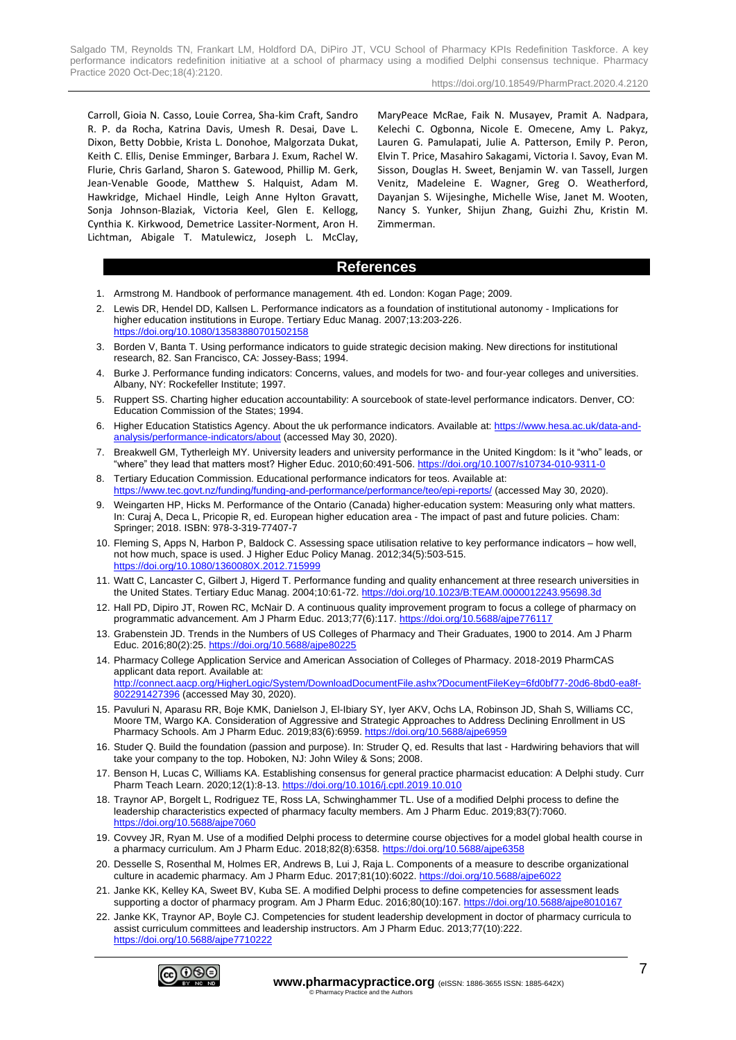Carroll, Gioia N. Casso, Louie Correa, Sha-kim Craft, Sandro R. P. da Rocha, Katrina Davis, Umesh R. Desai, Dave L. Dixon, Betty Dobbie, Krista L. Donohoe, Malgorzata Dukat, Keith C. Ellis, Denise Emminger, Barbara J. Exum, Rachel W. Flurie, Chris Garland, Sharon S. Gatewood, Phillip M. Gerk, Jean-Venable Goode, Matthew S. Halquist, Adam M. Hawkridge, Michael Hindle, Leigh Anne Hylton Gravatt, Sonja Johnson-Blaziak, Victoria Keel, Glen E. Kellogg, Cynthia K. Kirkwood, Demetrice Lassiter-Norment, Aron H. Lichtman, Abigale T. Matulewicz, Joseph L. McClay, MaryPeace McRae, Faik N. Musayev, Pramit A. Nadpara, Kelechi C. Ogbonna, Nicole E. Omecene, Amy L. Pakyz, Lauren G. Pamulapati, Julie A. Patterson, Emily P. Peron, Elvin T. Price, Masahiro Sakagami, Victoria I. Savoy, Evan M. Sisson, Douglas H. Sweet, Benjamin W. van Tassell, Jurgen Venitz, Madeleine E. Wagner, Greg O. Weatherford, Dayanjan S. Wijesinghe, Michelle Wise, Janet M. Wooten, Nancy S. Yunker, Shijun Zhang, Guizhi Zhu, Kristin M. Zimmerman.

## References

1. Armstrong M. Handbook of performance management. 4th ed. London: Kogan Page; 2009.
2. Lewis DR, Hendel DD, Kallsen L. Performance indicators as a foundation of institutional autonomy - Implications for higher education institutions in Europe. Tertiary Educ Manag. 2007;13:203-226. https://doi.org/10.1080/13583880701502158
3. Borden V, Banta T. Using performance indicators to guide strategic decision making. New directions for institutional research, 82. San Francisco, CA: Jossey-Bass; 1994.
4. Burke J. Performance funding indicators: Concerns, values, and models for two- and four-year colleges and universities. Albany, NY: Rockefeller Institute; 1997.
5. Ruppert SS. Charting higher education accountability: A sourcebook of state-level performance indicators. Denver, CO: Education Commission of the States; 1994.
6. Higher Education Statistics Agency. About the uk performance indicators. Available at: https://www.hesa.ac.uk/data-and-analysis/performance-indicators/about (accessed May 30, 2020).
7. Breakwell GM, Tytherleigh MY. University leaders and university performance in the United Kingdom: Is it "who" leads, or "where" they lead that matters most? Higher Educ. 2010;60:491-506. https://doi.org/10.1007/s10734-010-9311-0
8. Tertiary Education Commission. Educational performance indicators for teos. Available at: https://www.tec.govt.nz/funding/funding-and-performance/performance/teo/epi-reports/ (accessed May 30, 2020).
9. Weingarten HP, Hicks M. Performance of the Ontario (Canada) higher-education system: Measuring only what matters. In: Curaj A, Deca L, Pricopie R, ed. European higher education area - The impact of past and future policies. Cham: Springer; 2018. ISBN: 978-3-319-77407-7
10. Fleming S, Apps N, Harbon P, Baldock C. Assessing space utilisation relative to key performance indicators – how well, not how much, space is used. J Higher Educ Policy Manag. 2012;34(5):503-515. https://doi.org/10.1080/1360080X.2012.715999
11. Watt C, Lancaster C, Gilbert J, Higerd T. Performance funding and quality enhancement at three research universities in the United States. Tertiary Educ Manag. 2004;10:61-72. https://doi.org/10.1023/B:TEAM.0000012243.95698.3d
12. Hall PD, Dipiro JT, Rowen RC, McNair D. A continuous quality improvement program to focus a college of pharmacy on programmatic advancement. Am J Pharm Educ. 2013;77(6):117. https://doi.org/10.5688/ajpe776117
13. Grabenstein JD. Trends in the Numbers of US Colleges of Pharmacy and Their Graduates, 1900 to 2014. Am J Pharm Educ. 2016;80(2):25. https://doi.org/10.5688/ajpe80225
14. Pharmacy College Application Service and American Association of Colleges of Pharmacy. 2018-2019 PharmCAS applicant data report. Available at: http://connect.aacp.org/HigherLogic/System/DownloadDocumentFile.ashx?DocumentFileKey=6fd0bf77-20d6-8bd0-ea8f-802291427396 (accessed May 30, 2020).
15. Pavuluri N, Aparasu RR, Boje KMK, Danielson J, El-Ibiary SY, Iyer AKV, Ochs LA, Robinson JD, Shah S, Williams CC, Moore TM, Wargo KA. Consideration of Aggressive and Strategic Approaches to Address Declining Enrollment in US Pharmacy Schools. Am J Pharm Educ. 2019;83(6):6959. https://doi.org/10.5688/ajpe6959
16. Studer Q. Build the foundation (passion and purpose). In: Struder Q, ed. Results that last - Hardwiring behaviors that will take your company to the top. Hoboken, NJ: John Wiley & Sons; 2008.
17. Benson H, Lucas C, Williams KA. Establishing consensus for general practice pharmacist education: A Delphi study. Curr Pharm Teach Learn. 2020;12(1):8-13. https://doi.org/10.1016/j.cptl.2019.10.010
18. Traynor AP, Borgelt L, Rodriguez TE, Ross LA, Schwinghammer TL. Use of a modified Delphi process to define the leadership characteristics expected of pharmacy faculty members. Am J Pharm Educ. 2019;83(7):7060. https://doi.org/10.5688/ajpe7060
19. Covvey JR, Ryan M. Use of a modified Delphi process to determine course objectives for a model global health course in a pharmacy curriculum. Am J Pharm Educ. 2018;82(8):6358. https://doi.org/10.5688/ajpe6358
20. Desselle S, Rosenthal M, Holmes ER, Andrews B, Lui J, Raja L. Components of a measure to describe organizational culture in academic pharmacy. Am J Pharm Educ. 2017;81(10):6022. https://doi.org/10.5688/ajpe6022
21. Janke KK, Kelley KA, Sweet BV, Kuba SE. A modified Delphi process to define competencies for assessment leads supporting a doctor of pharmacy program. Am J Pharm Educ. 2016;80(10):167. https://doi.org/10.5688/ajpe8010167
22. Janke KK, Traynor AP, Boyle CJ. Competencies for student leadership development in doctor of pharmacy curricula to assist curriculum committees and leadership instructors. Am J Pharm Educ. 2013;77(10):222. https://doi.org/10.5688/ajpe7710222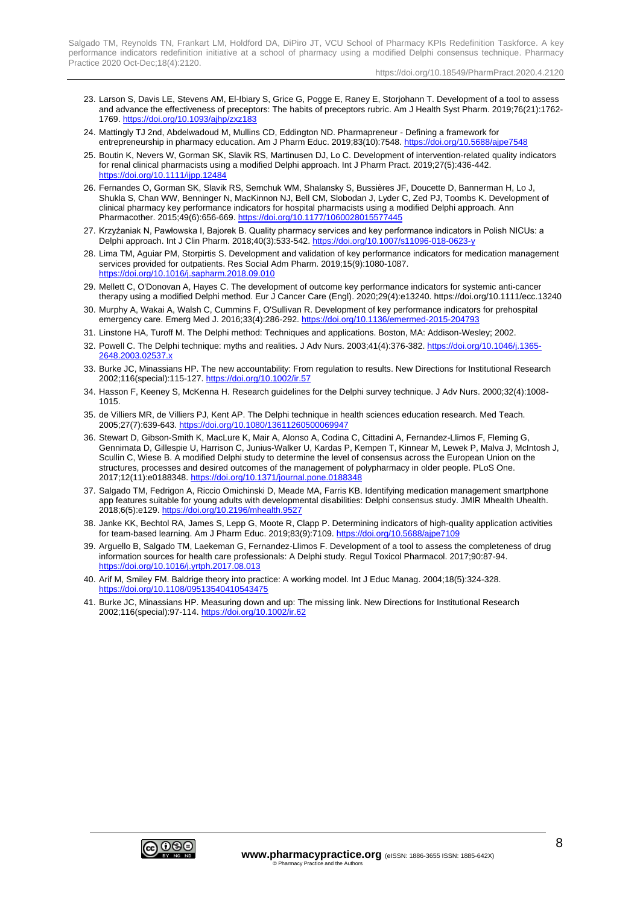23. Larson S, Davis LE, Stevens AM, El-Ibiary S, Grice G, Pogge E, Raney E, Storjohann T. Development of a tool to assess and advance the effectiveness of preceptors: The habits of preceptors rubric. Am J Health Syst Pharm. 2019;76(21):1762-1769. https://doi.org/10.1093/ajhp/zxz183
24. Mattingly TJ 2nd, Abdelwadoud M, Mullins CD, Eddington ND. Pharmapreneur - Defining a framework for entrepreneurship in pharmacy education. Am J Pharm Educ. 2019;83(10):7548. https://doi.org/10.5688/ajpe7548
25. Boutin K, Nevers W, Gorman SK, Slavik RS, Martinusen DJ, Lo C. Development of intervention-related quality indicators for renal clinical pharmacists using a modified Delphi approach. Int J Pharm Pract. 2019;27(5):436-442. https://doi.org/10.1111/ijpp.12484
26. Fernandes O, Gorman SK, Slavik RS, Semchuk WM, Shalansky S, Bussières JF, Doucette D, Bannerman H, Lo J, Shukla S, Chan WW, Benninger N, MacKinnon NJ, Bell CM, Slobodan J, Lyder C, Zed PJ, Toombs K. Development of clinical pharmacy key performance indicators for hospital pharmacists using a modified Delphi approach. Ann Pharmacother. 2015;49(6):656-669. https://doi.org/10.1177/1060028015577445
27. Krzyżaniak N, Pawłowska I, Bajorek B. Quality pharmacy services and key performance indicators in Polish NICUs: a Delphi approach. Int J Clin Pharm. 2018;40(3):533-542. https://doi.org/10.1007/s11096-018-0623-y
28. Lima TM, Aguiar PM, Storpirtis S. Development and validation of key performance indicators for medication management services provided for outpatients. Res Social Adm Pharm. 2019;15(9):1080-1087. https://doi.org/10.1016/j.sapharm.2018.09.010
29. Mellett C, O'Donovan A, Hayes C. The development of outcome key performance indicators for systemic anti-cancer therapy using a modified Delphi method. Eur J Cancer Care (Engl). 2020;29(4):e13240. https://doi.org/10.1111/ecc.13240
30. Murphy A, Wakai A, Walsh C, Cummins F, O'Sullivan R. Development of key performance indicators for prehospital emergency care. Emerg Med J. 2016;33(4):286-292. https://doi.org/10.1136/emermed-2015-204793
31. Linstone HA, Turoff M. The Delphi method: Techniques and applications. Boston, MA: Addison-Wesley; 2002.
32. Powell C. The Delphi technique: myths and realities. J Adv Nurs. 2003;41(4):376-382. https://doi.org/10.1046/j.1365-2648.2003.02537.x
33. Burke JC, Minassians HP. The new accountability: From regulation to results. New Directions for Institutional Research 2002;116(special):115-127. https://doi.org/10.1002/ir.57
34. Hasson F, Keeney S, McKenna H. Research guidelines for the Delphi survey technique. J Adv Nurs. 2000;32(4):1008-1015.
35. de Villiers MR, de Villiers PJ, Kent AP. The Delphi technique in health sciences education research. Med Teach. 2005;27(7):639-643. https://doi.org/10.1080/13611260500069947
36. Stewart D, Gibson-Smith K, MacLure K, Mair A, Alonso A, Codina C, Cittadini A, Fernandez-Llimos F, Fleming G, Gennimata D, Gillespie U, Harrison C, Junius-Walker U, Kardas P, Kempen T, Kinnear M, Lewek P, Malva J, McIntosh J, Scullin C, Wiese B. A modified Delphi study to determine the level of consensus across the European Union on the structures, processes and desired outcomes of the management of polypharmacy in older people. PLoS One. 2017;12(11):e0188348. https://doi.org/10.1371/journal.pone.0188348
37. Salgado TM, Fedrigon A, Riccio Omichinski D, Meade MA, Farris KB. Identifying medication management smartphone app features suitable for young adults with developmental disabilities: Delphi consensus study. JMIR Mhealth Uhealth. 2018;6(5):e129. https://doi.org/10.2196/mhealth.9527
38. Janke KK, Bechtol RA, James S, Lepp G, Moote R, Clapp P. Determining indicators of high-quality application activities for team-based learning. Am J Pharm Educ. 2019;83(9):7109. https://doi.org/10.5688/ajpe7109
39. Arguello B, Salgado TM, Laekeman G, Fernandez-Llimos F. Development of a tool to assess the completeness of drug information sources for health care professionals: A Delphi study. Regul Toxicol Pharmacol. 2017;90:87-94. https://doi.org/10.1016/j.yrtph.2017.08.013
40. Arif M, Smiley FM. Baldrige theory into practice: A working model. Int J Educ Manag. 2004;18(5):324-328. https://doi.org/10.1108/09513540410543475
41. Burke JC, Minassians HP. Measuring down and up: The missing link. New Directions for Institutional Research 2002;116(special):97-114. https://doi.org/10.1002/ir.62